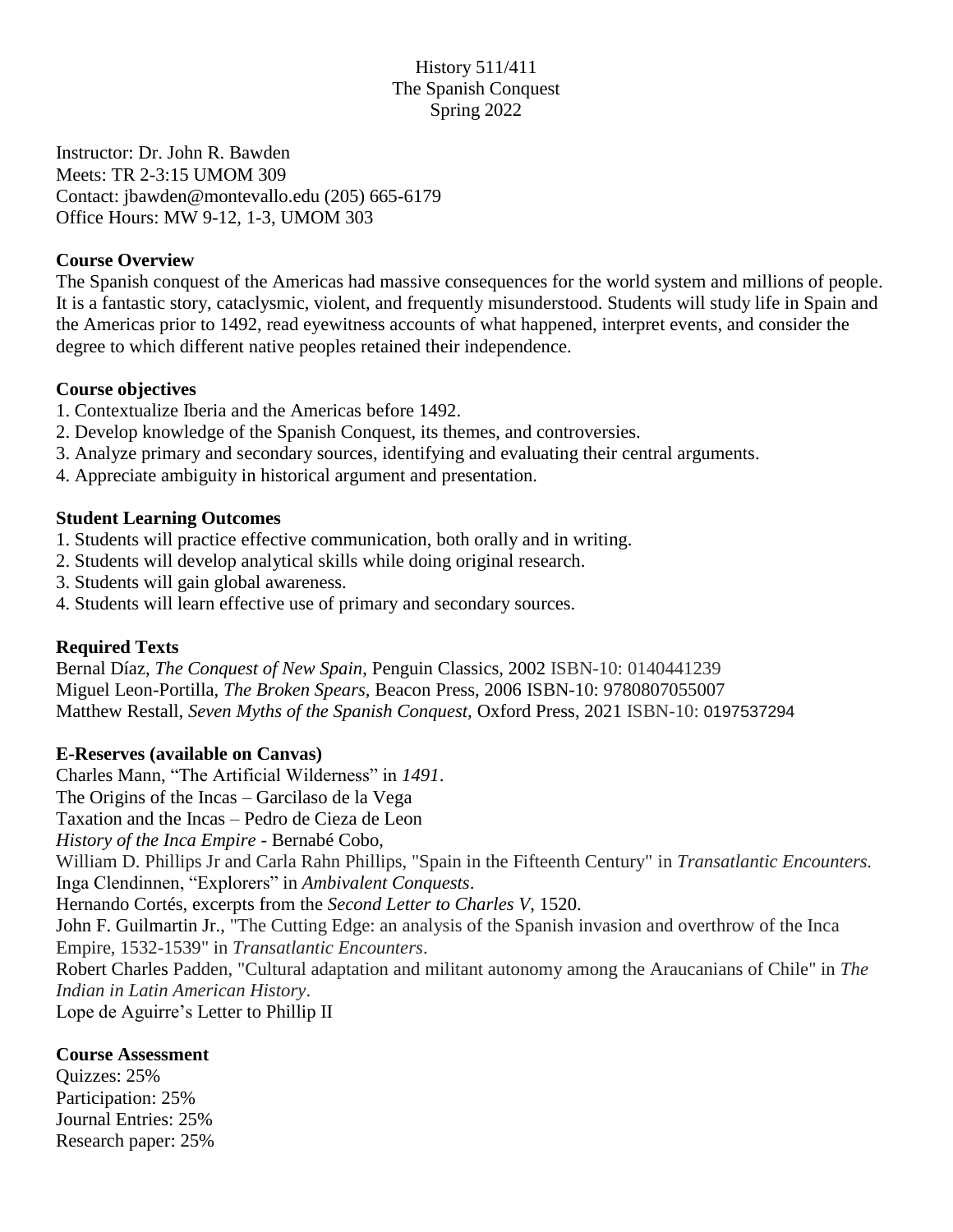# History 511/411
## The Spanish Conquest
### Spring 2022

Instructor: Dr. John R. Bawden  
Meets: TR 2-3:15 UMOM 309  
Contact: jbawden@montevallo.edu (205) 665-6179  
Office Hours: MW 9-12, 1-3, UMOM 303

**Course Overview**

The Spanish conquest of the Americas had massive consequences for the world system and millions of people. It is a fantastic story, cataclysmic, violent, and frequently misunderstood. Students will study life in Spain and the Americas prior to 1492, read eyewitness accounts of what happened, interpret events, and consider the degree to which different native peoples retained their independence.

**Course objectives**

1. Contextualize Iberia and the Americas before 1492.
2. Develop knowledge of the Spanish Conquest, its themes, and controversies.
3. Analyze primary and secondary sources, identifying and evaluating their central arguments.
4. Appreciate ambiguity in historical argument and presentation.

**Student Learning Outcomes**

1. Students will practice effective communication, both orally and in writing.
2. Students will develop analytical skills while doing original research.
3. Students will gain global awareness.
4. Students will learn effective use of primary and secondary sources.

**Required Texts**

Bernal Díaz, *The Conquest of New Spain*, Penguin Classics, 2002 ISBN-10: 0140441239  
Miguel Leon-Portilla, *The Broken Spears*, Beacon Press, 2006 ISBN-10: 9780807055007  
Matthew Restall, *Seven Myths of the Spanish Conquest,* Oxford Press, 2021 ISBN-10: 0197537294

**E-Reserves (available on Canvas)**

Charles Mann, "The Artificial Wilderness" in *1491*.  
The Origins of the Incas – Garcilaso de la Vega  
Taxation and the Incas – Pedro de Cieza de Leon  
*History of the Inca Empire* - Bernabé Cobo,  
William D. Phillips Jr and Carla Rahn Phillips, "Spain in the Fifteenth Century" in *Transatlantic Encounters.*  
Inga Clendinnen, "Explorers" in *Ambivalent Conquests*.  
Hernando Cortés, excerpts from the *Second Letter to Charles V*, 1520.  
John F. Guilmartin Jr., "The Cutting Edge: an analysis of the Spanish invasion and overthrow of the Inca Empire, 1532-1539" in *Transatlantic Encounters*.  
Robert Charles Padden, "Cultural adaptation and militant autonomy among the Araucanians of Chile" in *The Indian in Latin American History*.  
Lope de Aguirre's Letter to Phillip II

**Course Assessment**

Quizzes: 25%  
Participation: 25%  
Journal Entries: 25%  
Research paper: 25%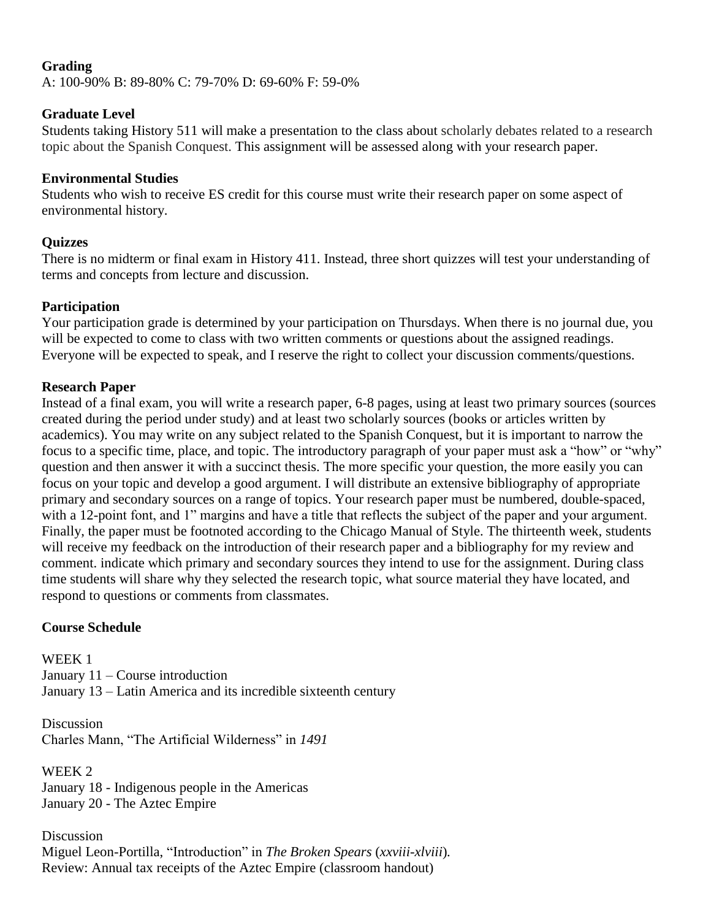**Grading**

A: 100-90% B: 89-80% C: 79-70% D: 69-60% F: 59-0%

**Graduate Level**

Students taking History 511 will make a presentation to the class about scholarly debates related to a research topic about the Spanish Conquest. This assignment will be assessed along with your research paper.

**Environmental Studies**

Students who wish to receive ES credit for this course must write their research paper on some aspect of environmental history.

**Quizzes**

There is no midterm or final exam in History 411. Instead, three short quizzes will test your understanding of terms and concepts from lecture and discussion.

**Participation**

Your participation grade is determined by your participation on Thursdays. When there is no journal due, you will be expected to come to class with two written comments or questions about the assigned readings. Everyone will be expected to speak, and I reserve the right to collect your discussion comments/questions.

**Research Paper**

Instead of a final exam, you will write a research paper, 6-8 pages, using at least two primary sources (sources created during the period under study) and at least two scholarly sources (books or articles written by academics). You may write on any subject related to the Spanish Conquest, but it is important to narrow the focus to a specific time, place, and topic. The introductory paragraph of your paper must ask a "how" or "why" question and then answer it with a succinct thesis. The more specific your question, the more easily you can focus on your topic and develop a good argument. I will distribute an extensive bibliography of appropriate primary and secondary sources on a range of topics. Your research paper must be numbered, double-spaced, with a 12-point font, and 1" margins and have a title that reflects the subject of the paper and your argument. Finally, the paper must be footnoted according to the Chicago Manual of Style. The thirteenth week, students will receive my feedback on the introduction of their research paper and a bibliography for my review and comment. indicate which primary and secondary sources they intend to use for the assignment. During class time students will share why they selected the research topic, what source material they have located, and respond to questions or comments from classmates.

**Course Schedule**

WEEK 1

January 11 – Course introduction

January 13 – Latin America and its incredible sixteenth century

Discussion

Charles Mann, "The Artificial Wilderness" in *1491*

WEEK 2

January 18 - Indigenous people in the Americas

January 20 - The Aztec Empire

Discussion

Miguel Leon-Portilla, "Introduction" in *The Broken Spears* (*xxviii-xlviii*).

Review: Annual tax receipts of the Aztec Empire (classroom handout)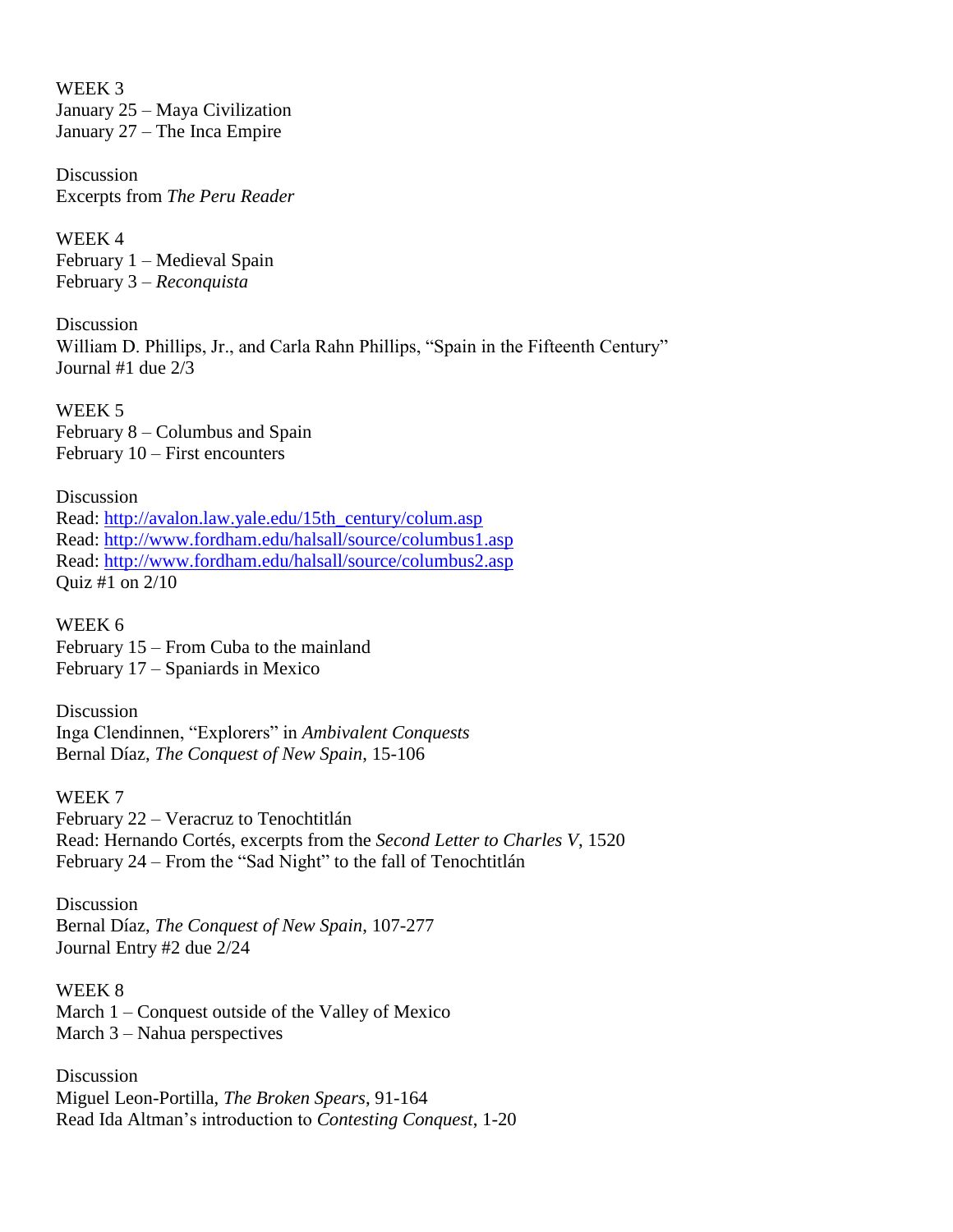WEEK 3
January 25 – Maya Civilization
January 27 – The Inca Empire

Discussion
Excerpts from *The Peru Reader*

WEEK 4
February 1 – Medieval Spain
February 3 – *Reconquista*

Discussion
William D. Phillips, Jr., and Carla Rahn Phillips, "Spain in the Fifteenth Century"
Journal #1 due 2/3

WEEK 5
February 8 – Columbus and Spain
February 10 – First encounters

Discussion
Read: [http://avalon.law.yale.edu/15th_century/colum.asp](http://avalon.law.yale.edu/15th_century/colum.asp)
Read: [http://www.fordham.edu/halsall/source/columbus1.asp](http://www.fordham.edu/halsall/source/columbus1.asp)
Read: [http://www.fordham.edu/halsall/source/columbus2.asp](http://www.fordham.edu/halsall/source/columbus2.asp)
Quiz #1 on 2/10

WEEK 6
February 15 – From Cuba to the mainland
February 17 – Spaniards in Mexico

Discussion
Inga Clendinnen, "Explorers" in *Ambivalent Conquests*
Bernal Díaz, *The Conquest of New Spain*, 15-106

WEEK 7
February 22 – Veracruz to Tenochtitlán
Read: Hernando Cortés, excerpts from the *Second Letter to Charles V*, 1520
February 24 – From the "Sad Night" to the fall of Tenochtitlán

Discussion
Bernal Díaz, *The Conquest of New Spain*, 107-277
Journal Entry #2 due 2/24

WEEK 8
March 1 – Conquest outside of the Valley of Mexico
March 3 – Nahua perspectives

Discussion
Miguel Leon-Portilla, *The Broken Spears*, 91-164
Read Ida Altman's introduction to *Contesting Conquest*, 1-20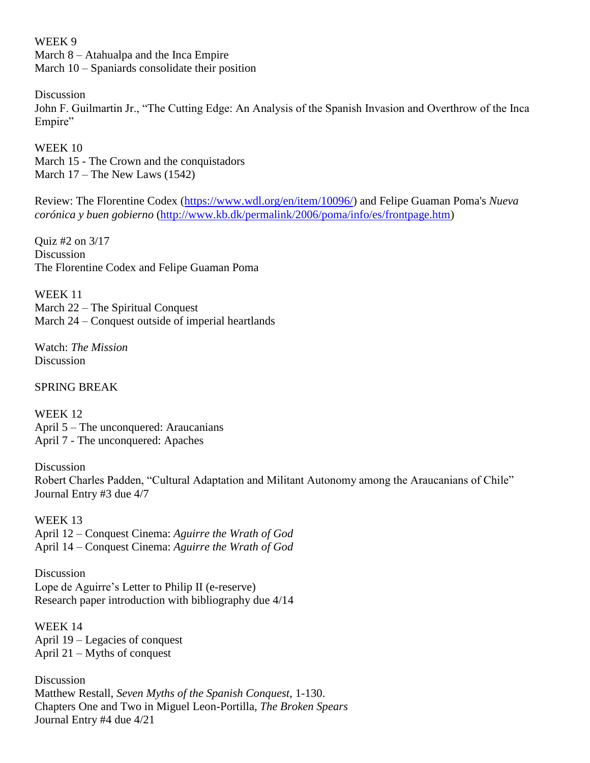WEEK 9
March 8 – Atahualpa and the Inca Empire
March 10 – Spaniards consolidate their position

Discussion
John F. Guilmartin Jr., "The Cutting Edge: An Analysis of the Spanish Invasion and Overthrow of the Inca Empire"

WEEK 10
March 15 - The Crown and the conquistadors
March 17 – The New Laws (1542)

Review: The Florentine Codex (https://www.wdl.org/en/item/10096/) and Felipe Guaman Poma's *Nueva corónica y buen gobierno* (http://www.kb.dk/permalink/2006/poma/info/es/frontpage.htm)

Quiz #2 on 3/17
Discussion
The Florentine Codex and Felipe Guaman Poma

WEEK 11
March 22 – The Spiritual Conquest
March 24 – Conquest outside of imperial heartlands

Watch: *The Mission*
Discussion

SPRING BREAK

WEEK 12
April 5 – The unconquered: Araucanians
April 7 - The unconquered: Apaches

Discussion
Robert Charles Padden, "Cultural Adaptation and Militant Autonomy among the Araucanians of Chile"
Journal Entry #3 due 4/7

WEEK 13
April 12 – Conquest Cinema: *Aguirre the Wrath of God*
April 14 – Conquest Cinema: *Aguirre the Wrath of God*

Discussion
Lope de Aguirre's Letter to Philip II (e-reserve)
Research paper introduction with bibliography due 4/14

WEEK 14
April 19 – Legacies of conquest
April 21 – Myths of conquest

Discussion
Matthew Restall, *Seven Myths of the Spanish Conquest*, 1-130.
Chapters One and Two in Miguel Leon-Portilla, *The Broken Spears*
Journal Entry #4 due 4/21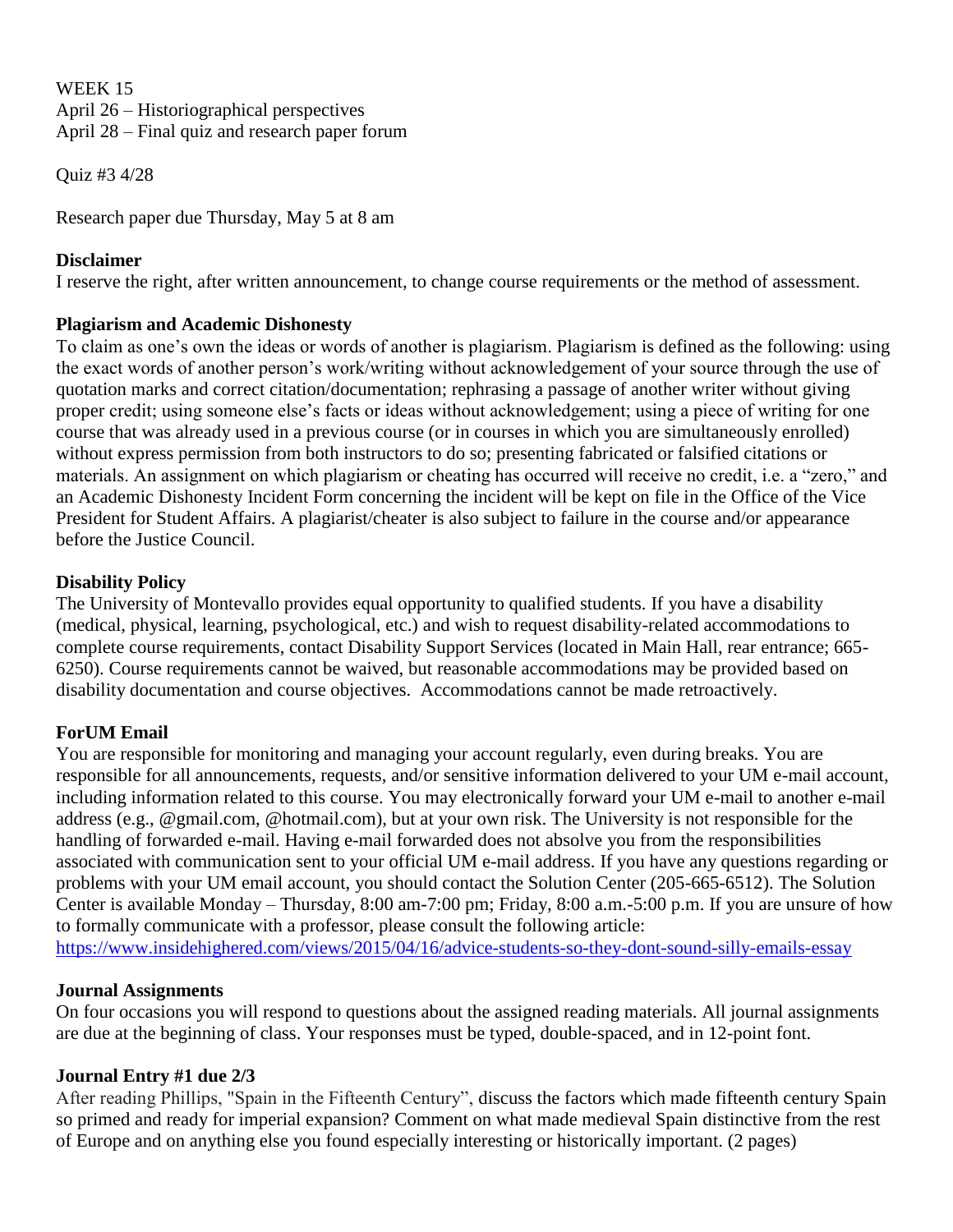WEEK 15
April 26 – Historiographical perspectives
April 28 – Final quiz and research paper forum

Quiz #3 4/28

Research paper due Thursday, May 5 at 8 am

**Disclaimer**
I reserve the right, after written announcement, to change course requirements or the method of assessment.

**Plagiarism and Academic Dishonesty**
To claim as one's own the ideas or words of another is plagiarism. Plagiarism is defined as the following: using the exact words of another person's work/writing without acknowledgement of your source through the use of quotation marks and correct citation/documentation; rephrasing a passage of another writer without giving proper credit; using someone else's facts or ideas without acknowledgement; using a piece of writing for one course that was already used in a previous course (or in courses in which you are simultaneously enrolled) without express permission from both instructors to do so; presenting fabricated or falsified citations or materials. An assignment on which plagiarism or cheating has occurred will receive no credit, i.e. a "zero," and an Academic Dishonesty Incident Form concerning the incident will be kept on file in the Office of the Vice President for Student Affairs. A plagiarist/cheater is also subject to failure in the course and/or appearance before the Justice Council.

**Disability Policy**
The University of Montevallo provides equal opportunity to qualified students. If you have a disability (medical, physical, learning, psychological, etc.) and wish to request disability-related accommodations to complete course requirements, contact Disability Support Services (located in Main Hall, rear entrance; 665-6250). Course requirements cannot be waived, but reasonable accommodations may be provided based on disability documentation and course objectives. Accommodations cannot be made retroactively.

**ForUM Email**
You are responsible for monitoring and managing your account regularly, even during breaks. You are responsible for all announcements, requests, and/or sensitive information delivered to your UM e-mail account, including information related to this course. You may electronically forward your UM e-mail to another e-mail address (e.g., @gmail.com, @hotmail.com), but at your own risk. The University is not responsible for the handling of forwarded e-mail. Having e-mail forwarded does not absolve you from the responsibilities associated with communication sent to your official UM e-mail address. If you have any questions regarding or problems with your UM email account, you should contact the Solution Center (205-665-6512). The Solution Center is available Monday – Thursday, 8:00 am-7:00 pm; Friday, 8:00 a.m.-5:00 p.m. If you are unsure of how to formally communicate with a professor, please consult the following article:
https://www.insidehighered.com/views/2015/04/16/advice-students-so-they-dont-sound-silly-emails-essay

**Journal Assignments**
On four occasions you will respond to questions about the assigned reading materials. All journal assignments are due at the beginning of class. Your responses must be typed, double-spaced, and in 12-point font.

**Journal Entry #1 due 2/3**
After reading Phillips, "Spain in the Fifteenth Century", discuss the factors which made fifteenth century Spain so primed and ready for imperial expansion? Comment on what made medieval Spain distinctive from the rest of Europe and on anything else you found especially interesting or historically important. (2 pages)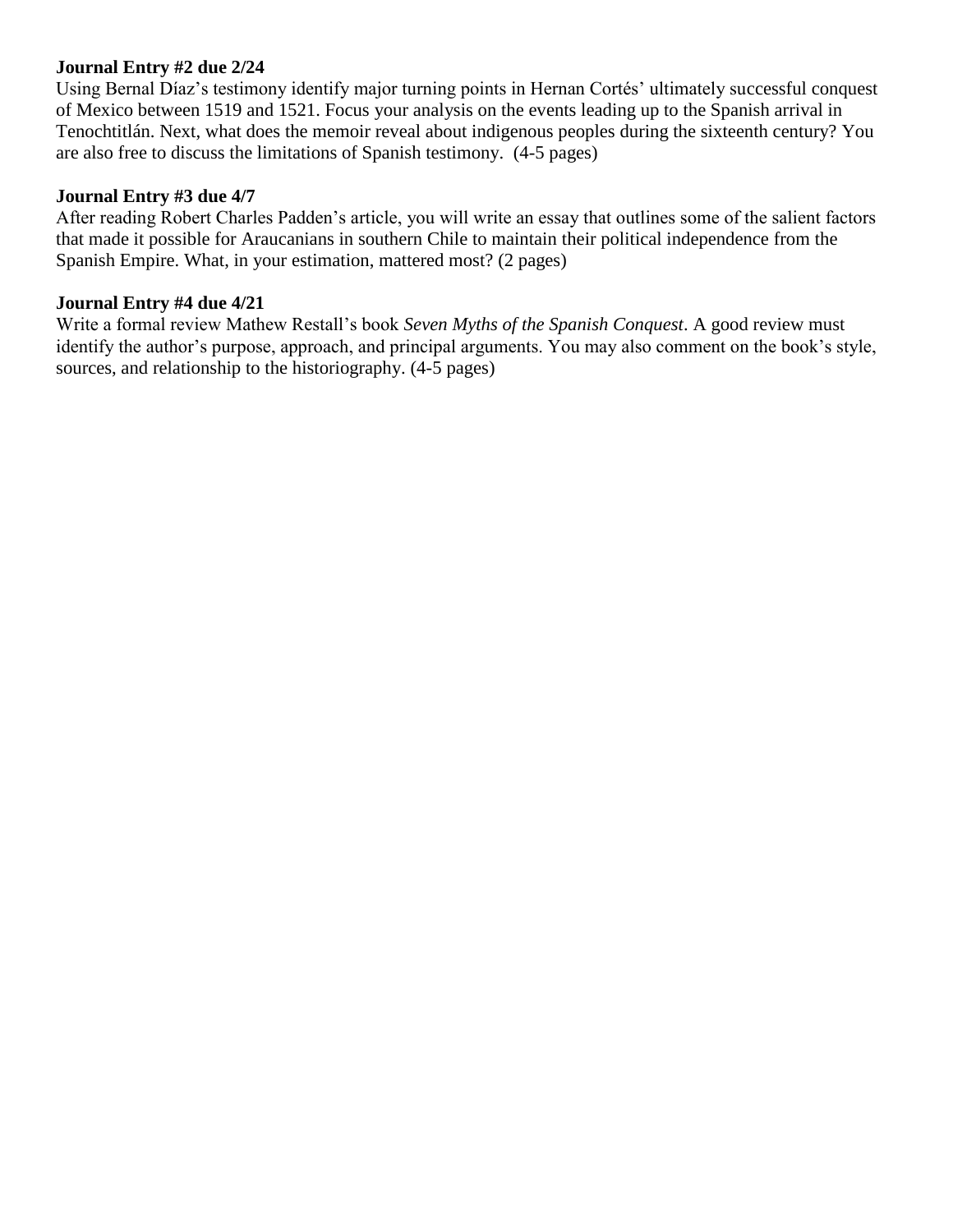**Journal Entry #2 due 2/24**

Using Bernal Díaz's testimony identify major turning points in Hernan Cortés' ultimately successful conquest of Mexico between 1519 and 1521. Focus your analysis on the events leading up to the Spanish arrival in Tenochtitlán. Next, what does the memoir reveal about indigenous peoples during the sixteenth century? You are also free to discuss the limitations of Spanish testimony. (4-5 pages)

**Journal Entry #3 due 4/7**

After reading Robert Charles Padden's article, you will write an essay that outlines some of the salient factors that made it possible for Araucanians in southern Chile to maintain their political independence from the Spanish Empire. What, in your estimation, mattered most? (2 pages)

**Journal Entry #4 due 4/21**

Write a formal review Mathew Restall's book *Seven Myths of the Spanish Conquest*. A good review must identify the author's purpose, approach, and principal arguments. You may also comment on the book's style, sources, and relationship to the historiography. (4-5 pages)